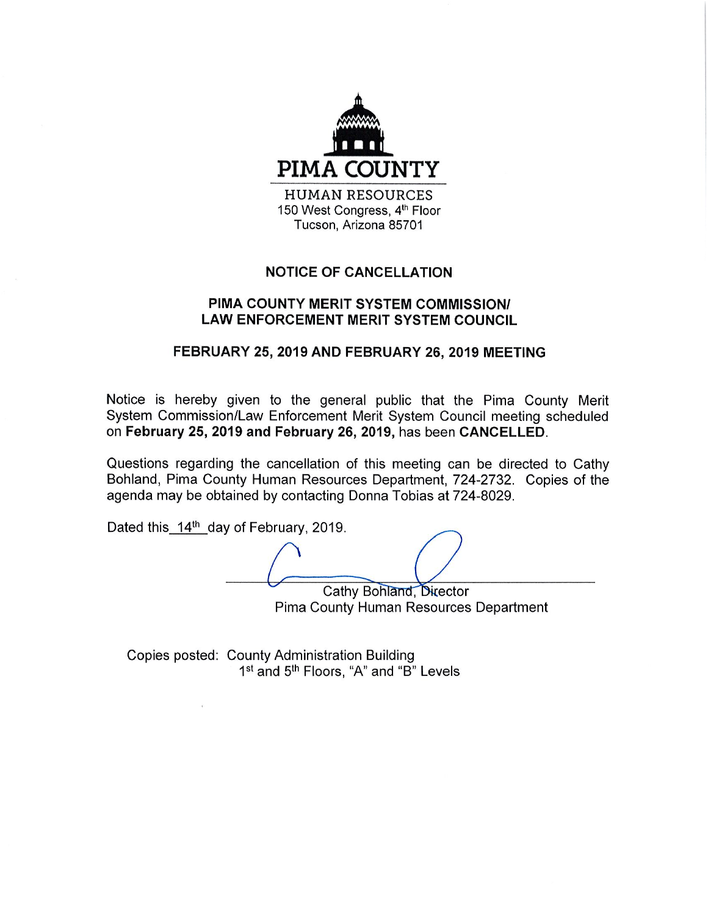PIMA COUNTY

HUMAN RESOURCES
150 West Congress, 4th Floor
Tucson, Arizona 85701

## NOTICE OF CANCELLATION

## PIMA COUNTY MERIT SYSTEM COMMISSION/ LAW ENFORCEMENT MERIT SYSTEM COUNCIL

## FEBRUARY 25, 2019 AND FEBRUARY 26, 2019 MEETING

Notice is hereby given to the general public that the Pima County Merit System Commission/Law Enforcement Merit System Council meeting scheduled on **February 25, 2019 and February 26, 2019,** has been **CANCELLED**.

Questions regarding the cancellation of this meeting can be directed to Cathy Bohland, Pima County Human Resources Department, 724-2732. Copies of the agenda may be obtained by contacting Donna Tobias at 724-8029.

Dated this 14th day of February, 2019.

Cathy Bohland, Director
Pima County Human Resources Department

Copies posted: County Administration Building
1st and 5th Floors, "A" and "B" Levels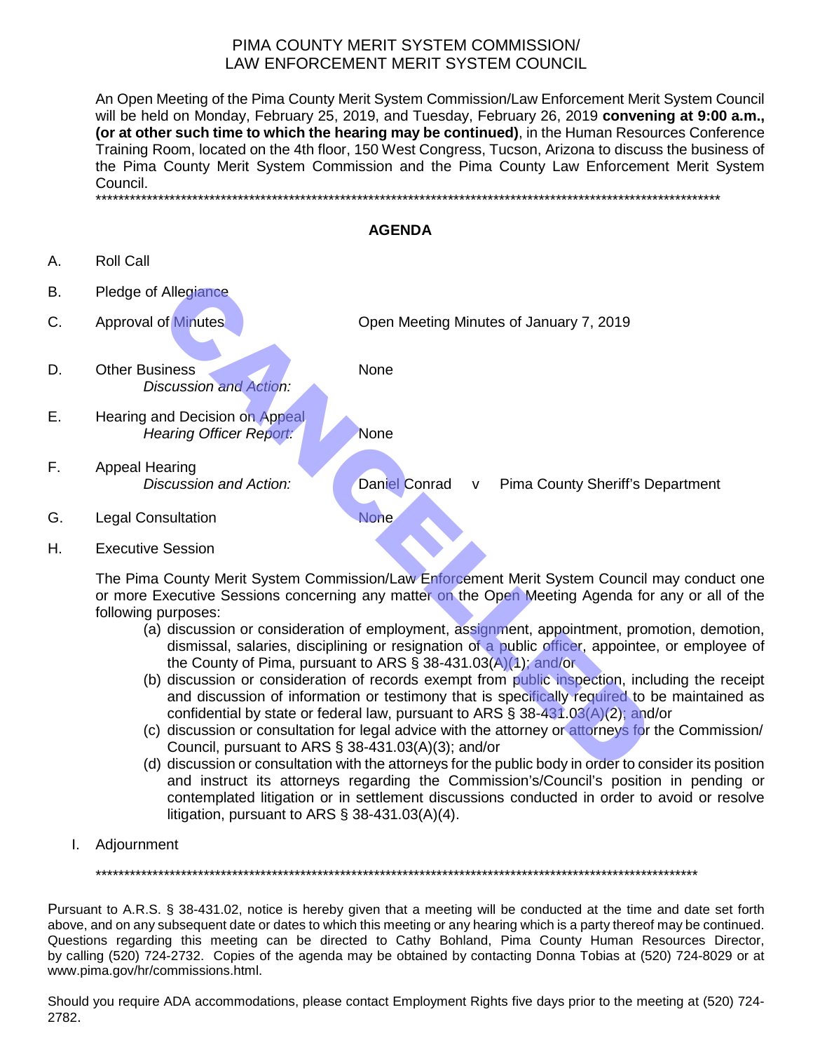# PIMA COUNTY MERIT SYSTEM COMMISSION/ LAW ENFORCEMENT MERIT SYSTEM COUNCIL

An Open Meeting of the Pima County Merit System Commission/Law Enforcement Merit System Council will be held on Monday, February 25, 2019, and Tuesday, February 26, 2019 **convening at 9:00 a.m., (or at other such time to which the hearing may be continued)**, in the Human Resources Conference Training Room, located on the 4th floor, 150 West Congress, Tucson, Arizona to discuss the business of the Pima County Merit System Commission and the Pima County Law Enforcement Merit System Council.

\*\*\*\*\*\*\*\*\*\*\*\*\*\*\*\*\*\*\*\*\*\*\*\*\*\*\*\*\*\*\*\*\*\*\*\*\*\*\*\*\*\*\*\*\*\*\*\*\*\*\*\*\*\*\*\*\*\*\*\*\*\*\*\*\*\*\*\*\*\*\*\*\*\*\*\*\*\*\*\*\*\*\*\*\*\*\*\*\*\*\*\*\*\*\*\*\*\*\*\*\*\*\*\*\*\*\*\*\*

## AGENDA

CANCELLED

A. Roll Call

B. Pledge of Allegiance

C. Approval of Minutes — Open Meeting Minutes of January 7, 2019

D. Other Business
*Discussion and Action:* — None

E. Hearing and Decision on Appeal
*Hearing Officer Report:* — None

F. Appeal Hearing
*Discussion and Action:* — Daniel Conrad v Pima County Sheriff's Department

G. Legal Consultation — None

H. Executive Session

The Pima County Merit System Commission/Law Enforcement Merit System Council may conduct one or more Executive Sessions concerning any matter on the Open Meeting Agenda for any or all of the following purposes:

(a) discussion or consideration of employment, assignment, appointment, promotion, demotion, dismissal, salaries, disciplining or resignation of a public officer, appointee, or employee of the County of Pima, pursuant to ARS § 38-431.03(A)(1); and/or

(b) discussion or consideration of records exempt from public inspection, including the receipt and discussion of information or testimony that is specifically required to be maintained as confidential by state or federal law, pursuant to ARS § 38-431.03(A)(2); and/or

(c) discussion or consultation for legal advice with the attorney or attorneys for the Commission/ Council, pursuant to ARS § 38-431.03(A)(3); and/or

(d) discussion or consultation with the attorneys for the public body in order to consider its position and instruct its attorneys regarding the Commission's/Council's position in pending or contemplated litigation or in settlement discussions conducted in order to avoid or resolve litigation, pursuant to ARS § 38-431.03(A)(4).

I. Adjournment

\*\*\*\*\*\*\*\*\*\*\*\*\*\*\*\*\*\*\*\*\*\*\*\*\*\*\*\*\*\*\*\*\*\*\*\*\*\*\*\*\*\*\*\*\*\*\*\*\*\*\*\*\*\*\*\*\*\*\*\*\*\*\*\*\*\*\*\*\*\*\*\*\*\*\*\*\*\*\*\*\*\*\*\*\*\*\*\*\*\*\*\*\*\*\*\*\*\*\*\*\*\*\*\*\*\*

Pursuant to A.R.S. § 38-431.02, notice is hereby given that a meeting will be conducted at the time and date set forth above, and on any subsequent date or dates to which this meeting or any hearing which is a party thereof may be continued. Questions regarding this meeting can be directed to Cathy Bohland, Pima County Human Resources Director, by calling (520) 724-2732. Copies of the agenda may be obtained by contacting Donna Tobias at (520) 724-8029 or at www.pima.gov/hr/commissions.html.

Should you require ADA accommodations, please contact Employment Rights five days prior to the meeting at (520) 724-2782.